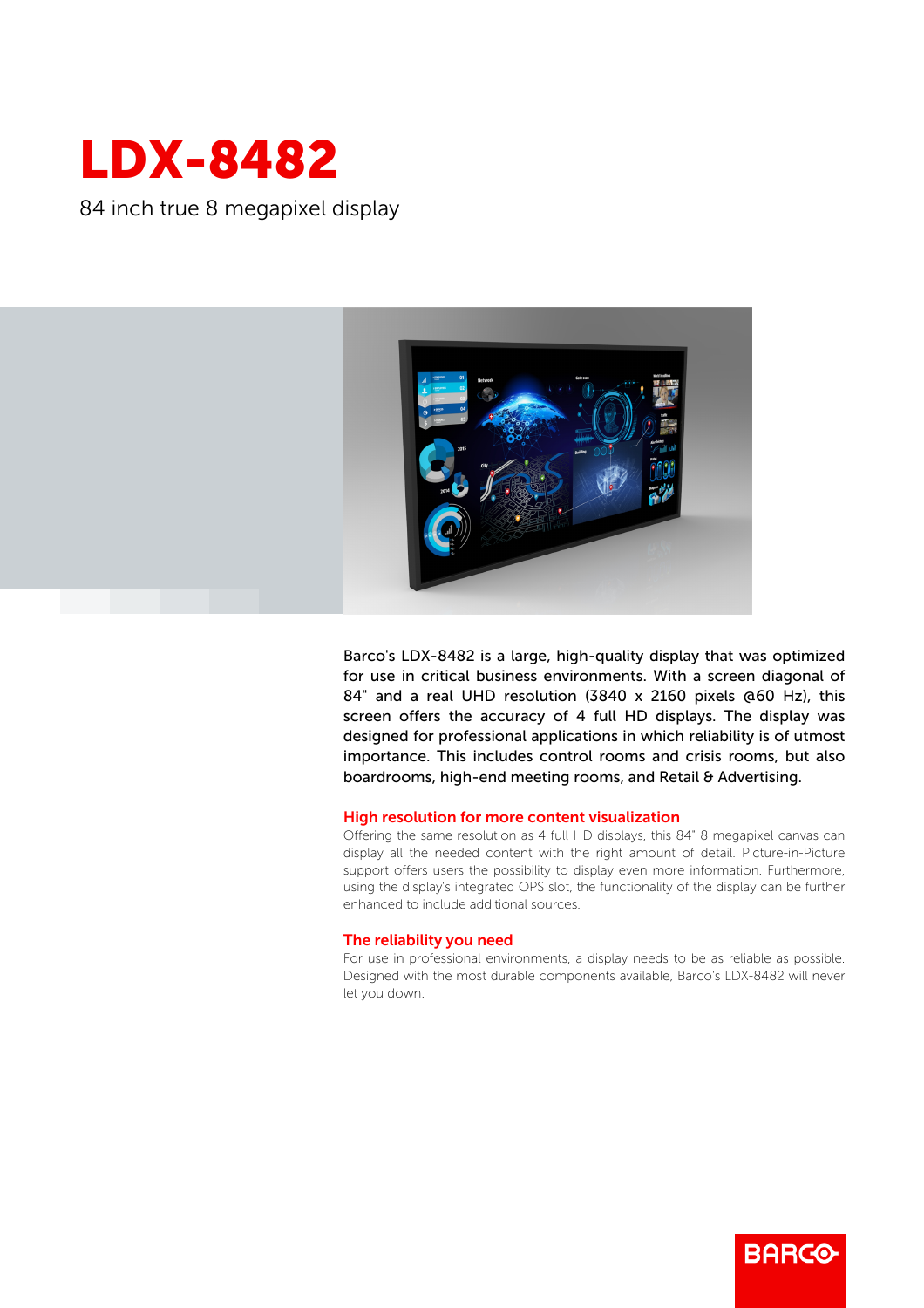# LDX-8482

84 inch true 8 megapixel display

Barco's LDX-8482 is a large, high-quality display that was optimized for use in critical business environments. With a screen diagonal of 84" and a real UHD resolution (3840 x 2160 pixels @60 Hz), this screen offers the accuracy of 4 full HD displays. The display was designed for professional applications in which reliability is of utmost importance. This includes control rooms and crisis rooms, but also boardrooms, high-end meeting rooms, and Retail & Advertising.

## High resolution for more content visualization

Offering the same resolution as 4 full HD displays, this 84" 8 megapixel canvas can display all the needed content with the right amount of detail. Picture-in-Picture support offers users the possibility to display even more information. Furthermore, using the display's integrated OPS slot, the functionality of the display can be further enhanced to include additional sources.

## The reliability you need

For use in professional environments, a display needs to be as reliable as possible. Designed with the most durable components available, Barco's LDX-8482 will never let you down.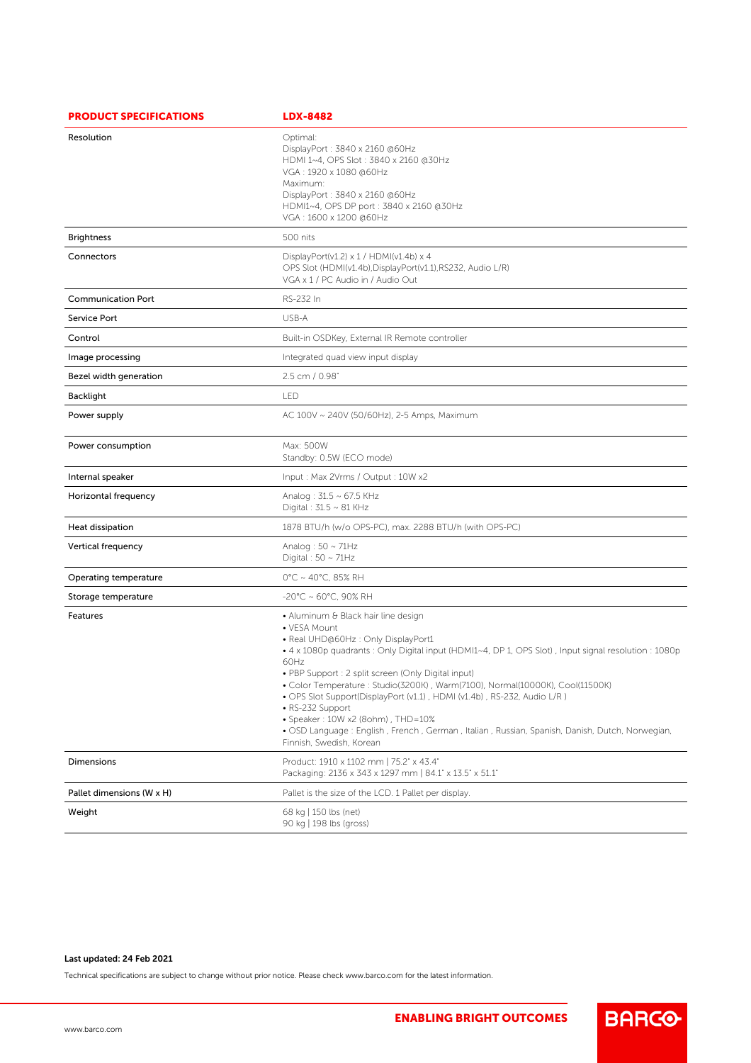| PRODUCT SPECIFICATIONS | LDX-8482 |
|---|---|
| Resolution | Optimal:<br>DisplayPort : 3840 x 2160 @60Hz<br>HDMI 1~4, OPS Slot : 3840 x 2160 @30Hz<br>VGA : 1920 x 1080 @60Hz<br>Maximum:<br>DisplayPort : 3840 x 2160 @60Hz<br>HDMI1~4, OPS DP port : 3840 x 2160 @30Hz<br>VGA : 1600 x 1200 @60Hz |
| Brightness | 500 nits |
| Connectors | DisplayPort(v1.2) x 1 / HDMI(v1.4b) x 4<br>OPS Slot (HDMI(v1.4b),DisplayPort(v1.1),RS232, Audio L/R)<br>VGA x 1 / PC Audio in / Audio Out |
| Communication Port | RS-232 In |
| Service Port | USB-A |
| Control | Built-in OSDKey, External IR Remote controller |
| Image processing | Integrated quad view input display |
| Bezel width generation | 2.5 cm / 0.98" |
| Backlight | LED |
| Power supply | AC 100V ~ 240V (50/60Hz), 2-5 Amps, Maximum |
| Power consumption | Max: 500W<br>Standby: 0.5W (ECO mode) |
| Internal speaker | Input : Max 2Vrms / Output : 10W x2 |
| Horizontal frequency | Analog : 31.5 ~ 67.5 KHz<br>Digital : 31.5 ~ 81 KHz |
| Heat dissipation | 1878 BTU/h (w/o OPS-PC), max. 2288 BTU/h (with OPS-PC) |
| Vertical frequency | Analog : 50 ~ 71Hz<br>Digital : 50 ~ 71Hz |
| Operating temperature | 0°C ~ 40°C, 85% RH |
| Storage temperature | -20°C ~ 60°C, 90% RH |
| Features | • Aluminum & Black hair line design<br>• VESA Mount<br>• Real UHD@60Hz : Only DisplayPort1<br>• 4 x 1080p quadrants : Only Digital input (HDMI1~4, DP 1, OPS Slot) , Input signal resolution : 1080p 60Hz<br>• PBP Support : 2 split screen (Only Digital input)<br>• Color Temperature : Studio(3200K) , Warm(7100), Normal(10000K), Cool(11500K)<br>• OPS Slot Support(DisplayPort (v1.1) , HDMI (v1.4b) , RS-232, Audio L/R )<br>• RS-232 Support<br>• Speaker : 10W x2 (8ohm) , THD=10%<br>• OSD Language : English , French , German , Italian , Russian, Spanish, Danish, Dutch, Norwegian, Finnish, Swedish, Korean |
| Dimensions | Product: 1910 x 1102 mm \| 75.2" x 43.4"<br>Packaging: 2136 x 343 x 1297 mm \| 84.1" x 13.5" x 51.1" |
| Pallet dimensions (W x H) | Pallet is the size of the LCD. 1 Pallet per display. |
| Weight | 68 kg \| 150 lbs (net)<br>90 kg \| 198 lbs (gross) |

**Last updated: 24 Feb 2021**

Technical specifications are subject to change without prior notice. Please check www.barco.com for the latest information.

**ENABLING BRIGHT OUTCOMES**

www.barco.com